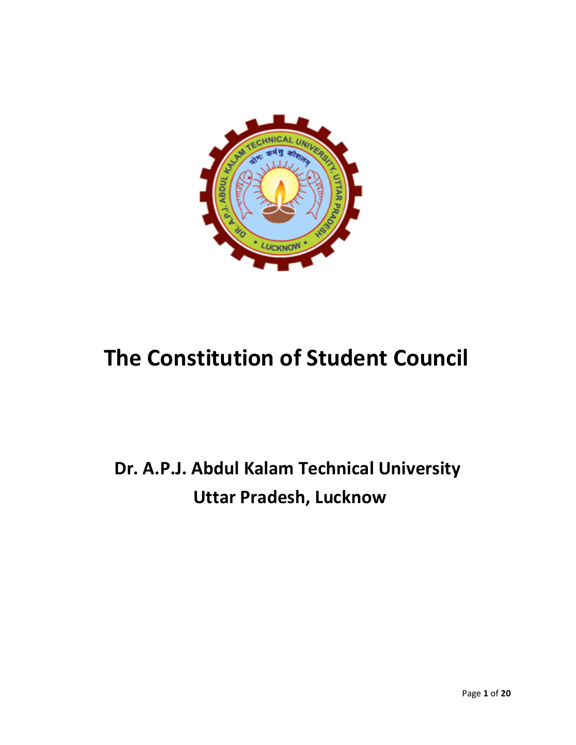# The Constitution of Student Council

## Dr. A.P.J. Abdul Kalam Technical University
## Uttar Pradesh, Lucknow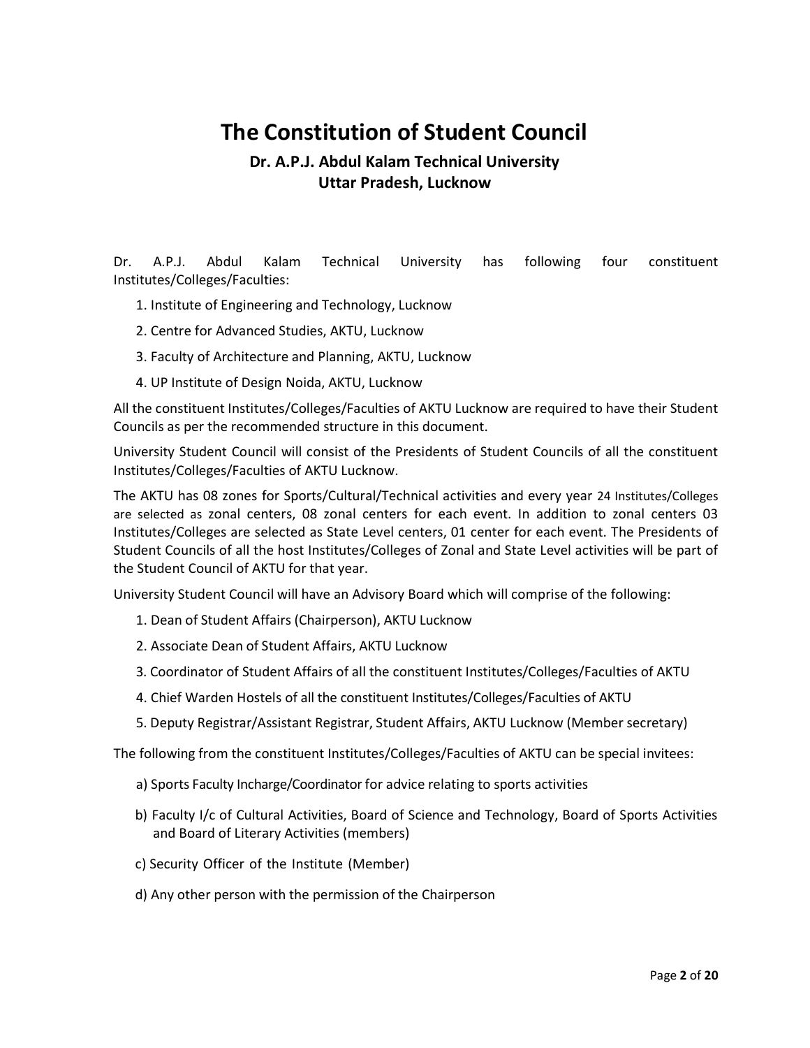# The Constitution of Student Council

### Dr. A.P.J. Abdul Kalam Technical University
### Uttar Pradesh, Lucknow

Dr. A.P.J. Abdul Kalam Technical University has following four constituent Institutes/Colleges/Faculties:

1. Institute of Engineering and Technology, Lucknow
2. Centre for Advanced Studies, AKTU, Lucknow
3. Faculty of Architecture and Planning, AKTU, Lucknow
4. UP Institute of Design Noida, AKTU, Lucknow

All the constituent Institutes/Colleges/Faculties of AKTU Lucknow are required to have their Student Councils as per the recommended structure in this document.

University Student Council will consist of the Presidents of Student Councils of all the constituent Institutes/Colleges/Faculties of AKTU Lucknow.

The AKTU has 08 zones for Sports/Cultural/Technical activities and every year 24 Institutes/Colleges are selected as zonal centers, 08 zonal centers for each event. In addition to zonal centers 03 Institutes/Colleges are selected as State Level centers, 01 center for each event. The Presidents of Student Councils of all the host Institutes/Colleges of Zonal and State Level activities will be part of the Student Council of AKTU for that year.

University Student Council will have an Advisory Board which will comprise of the following:

1. Dean of Student Affairs (Chairperson), AKTU Lucknow
2. Associate Dean of Student Affairs, AKTU Lucknow
3. Coordinator of Student Affairs of all the constituent Institutes/Colleges/Faculties of AKTU
4. Chief Warden Hostels of all the constituent Institutes/Colleges/Faculties of AKTU
5. Deputy Registrar/Assistant Registrar, Student Affairs, AKTU Lucknow (Member secretary)

The following from the constituent Institutes/Colleges/Faculties of AKTU can be special invitees:

a) Sports Faculty Incharge/Coordinator for advice relating to sports activities

b) Faculty I/c of Cultural Activities, Board of Science and Technology, Board of Sports Activities and Board of Literary Activities (members)

c) Security Officer of the Institute (Member)

d) Any other person with the permission of the Chairperson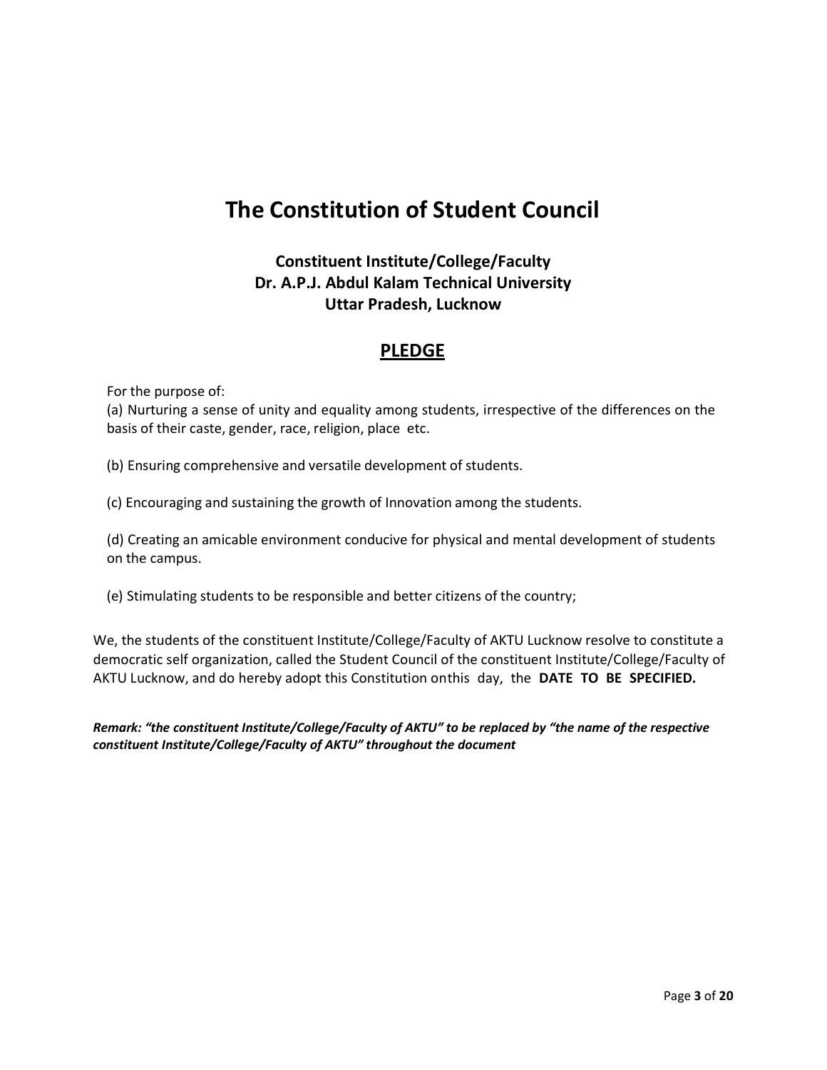# The Constitution of Student Council

### Constituent Institute/College/Faculty
### Dr. A.P.J. Abdul Kalam Technical University
### Uttar Pradesh, Lucknow

## PLEDGE

For the purpose of:

(a) Nurturing a sense of unity and equality among students, irrespective of the differences on the basis of their caste, gender, race, religion, place etc.

(b) Ensuring comprehensive and versatile development of students.

(c) Encouraging and sustaining the growth of Innovation among the students.

(d) Creating an amicable environment conducive for physical and mental development of students on the campus.

(e) Stimulating students to be responsible and better citizens of the country;

We, the students of the constituent Institute/College/Faculty of AKTU Lucknow resolve to constitute a democratic self organization, called the Student Council of the constituent Institute/College/Faculty of AKTU Lucknow, and do hereby adopt this Constitution onthis day, the **DATE TO BE SPECIFIED.**

***Remark: "the constituent Institute/College/Faculty of AKTU" to be replaced by "the name of the respective constituent Institute/College/Faculty of AKTU" throughout the document***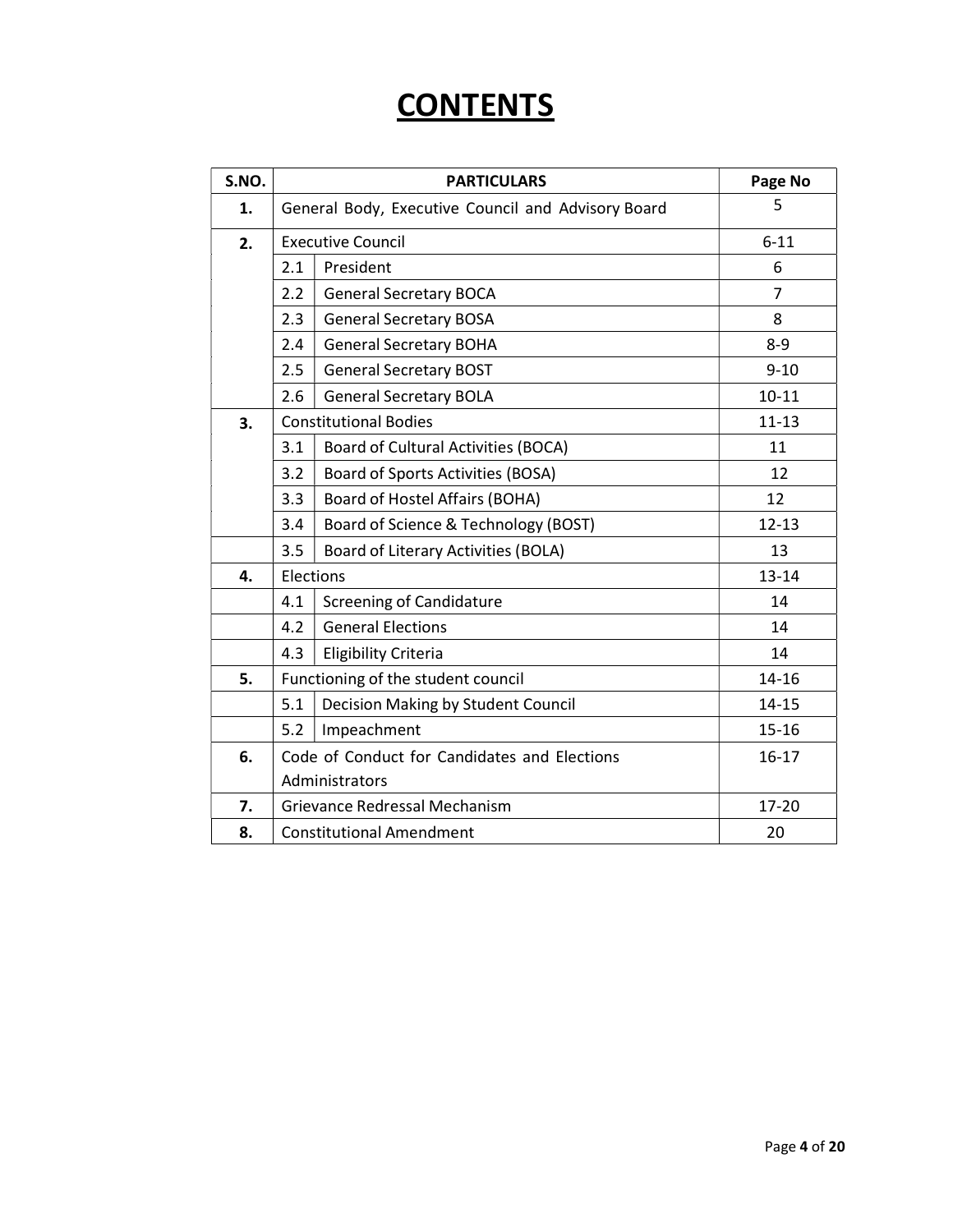# CONTENTS

| S.NO. | PARTICULARS | | Page No |
|---|---|---|---|
| **1.** | General Body, Executive Council and Advisory Board | | 5 |
| **2.** | Executive Council | | 6-11 |
| | 2.1 | President | 6 |
| | 2.2 | General Secretary BOCA | 7 |
| | 2.3 | General Secretary BOSA | 8 |
| | 2.4 | General Secretary BOHA | 8-9 |
| | 2.5 | General Secretary BOST | 9-10 |
| | 2.6 | General Secretary BOLA | 10-11 |
| **3.** | Constitutional Bodies | | 11-13 |
| | 3.1 | Board of Cultural Activities (BOCA) | 11 |
| | 3.2 | Board of Sports Activities (BOSA) | 12 |
| | 3.3 | Board of Hostel Affairs (BOHA) | 12 |
| | 3.4 | Board of Science & Technology (BOST) | 12-13 |
| | 3.5 | Board of Literary Activities (BOLA) | 13 |
| **4.** | Elections | | 13-14 |
| | 4.1 | Screening of Candidature | 14 |
| | 4.2 | General Elections | 14 |
| | 4.3 | Eligibility Criteria | 14 |
| **5.** | Functioning of the student council | | 14-16 |
| | 5.1 | Decision Making by Student Council | 14-15 |
| | 5.2 | Impeachment | 15-16 |
| **6.** | Code of Conduct for Candidates and Elections Administrators | | 16-17 |
| **7.** | Grievance Redressal Mechanism | | 17-20 |
| **8.** | Constitutional Amendment | | 20 |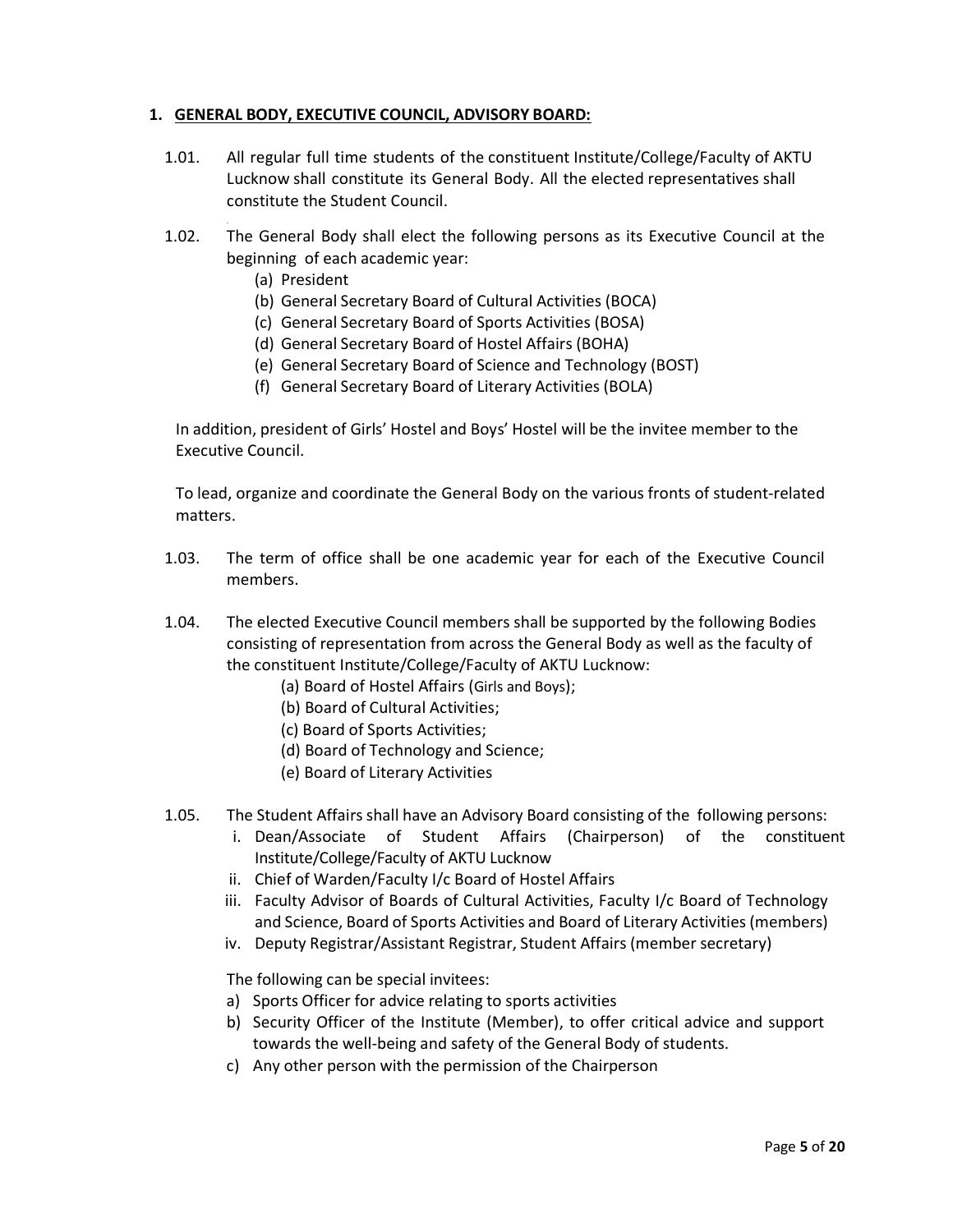## 1. GENERAL BODY, EXECUTIVE COUNCIL, ADVISORY BOARD:

1.01. All regular full time students of the constituent Institute/College/Faculty of AKTU Lucknow shall constitute its General Body. All the elected representatives shall constitute the Student Council.

1.02. The General Body shall elect the following persons as its Executive Council at the beginning of each academic year:

- (a) President
- (b) General Secretary Board of Cultural Activities (BOCA)
- (c) General Secretary Board of Sports Activities (BOSA)
- (d) General Secretary Board of Hostel Affairs (BOHA)
- (e) General Secretary Board of Science and Technology (BOST)
- (f) General Secretary Board of Literary Activities (BOLA)

In addition, president of Girls' Hostel and Boys' Hostel will be the invitee member to the Executive Council.

To lead, organize and coordinate the General Body on the various fronts of student-related matters.

1.03. The term of office shall be one academic year for each of the Executive Council members.

1.04. The elected Executive Council members shall be supported by the following Bodies consisting of representation from across the General Body as well as the faculty of the constituent Institute/College/Faculty of AKTU Lucknow:

- (a) Board of Hostel Affairs (Girls and Boys);
- (b) Board of Cultural Activities;
- (c) Board of Sports Activities;
- (d) Board of Technology and Science;
- (e) Board of Literary Activities

1.05. The Student Affairs shall have an Advisory Board consisting of the following persons:

- i. Dean/Associate of Student Affairs (Chairperson) of the constituent Institute/College/Faculty of AKTU Lucknow
- ii. Chief of Warden/Faculty I/c Board of Hostel Affairs
- iii. Faculty Advisor of Boards of Cultural Activities, Faculty I/c Board of Technology and Science, Board of Sports Activities and Board of Literary Activities (members)
- iv. Deputy Registrar/Assistant Registrar, Student Affairs (member secretary)

The following can be special invitees:

- a) Sports Officer for advice relating to sports activities
- b) Security Officer of the Institute (Member), to offer critical advice and support towards the well-being and safety of the General Body of students.
- c) Any other person with the permission of the Chairperson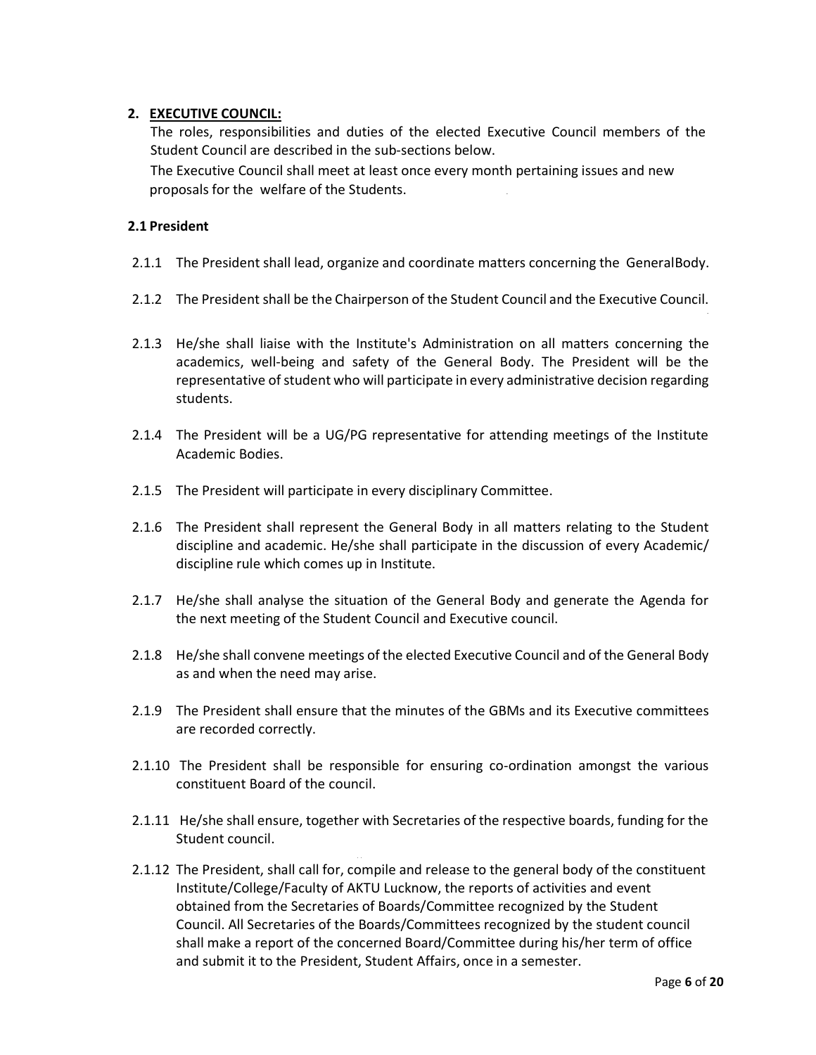## 2. EXECUTIVE COUNCIL:

The roles, responsibilities and duties of the elected Executive Council members of the Student Council are described in the sub-sections below.

The Executive Council shall meet at least once every month pertaining issues and new proposals for the welfare of the Students.

### 2.1 President

2.1.1 The President shall lead, organize and coordinate matters concerning the GeneralBody.

2.1.2 The President shall be the Chairperson of the Student Council and the Executive Council.

2.1.3 He/she shall liaise with the Institute's Administration on all matters concerning the academics, well-being and safety of the General Body. The President will be the representative of student who will participate in every administrative decision regarding students.

2.1.4 The President will be a UG/PG representative for attending meetings of the Institute Academic Bodies.

2.1.5 The President will participate in every disciplinary Committee.

2.1.6 The President shall represent the General Body in all matters relating to the Student discipline and academic. He/she shall participate in the discussion of every Academic/ discipline rule which comes up in Institute.

2.1.7 He/she shall analyse the situation of the General Body and generate the Agenda for the next meeting of the Student Council and Executive council.

2.1.8 He/she shall convene meetings of the elected Executive Council and of the General Body as and when the need may arise.

2.1.9 The President shall ensure that the minutes of the GBMs and its Executive committees are recorded correctly.

2.1.10 The President shall be responsible for ensuring co-ordination amongst the various constituent Board of the council.

2.1.11 He/she shall ensure, together with Secretaries of the respective boards, funding for the Student council.

2.1.12 The President, shall call for, compile and release to the general body of the constituent Institute/College/Faculty of AKTU Lucknow, the reports of activities and event obtained from the Secretaries of Boards/Committee recognized by the Student Council. All Secretaries of the Boards/Committees recognized by the student council shall make a report of the concerned Board/Committee during his/her term of office and submit it to the President, Student Affairs, once in a semester.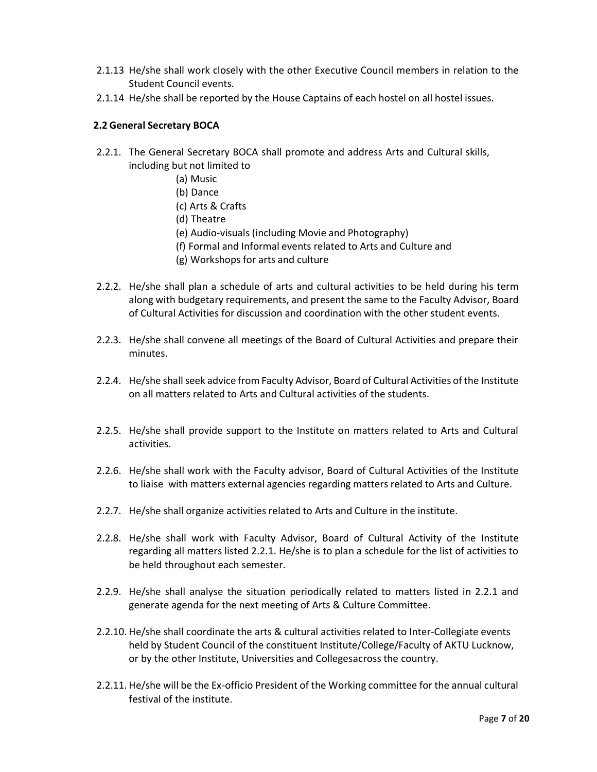2.1.13 He/she shall work closely with the other Executive Council members in relation to the Student Council events.

2.1.14 He/she shall be reported by the House Captains of each hostel on all hostel issues.

## 2.2 General Secretary BOCA

2.2.1. The General Secretary BOCA shall promote and address Arts and Cultural skills, including but not limited to

- (a) Music
- (b) Dance
- (c) Arts & Crafts
- (d) Theatre
- (e) Audio-visuals (including Movie and Photography)
- (f) Formal and Informal events related to Arts and Culture and
- (g) Workshops for arts and culture

2.2.2. He/she shall plan a schedule of arts and cultural activities to be held during his term along with budgetary requirements, and present the same to the Faculty Advisor, Board of Cultural Activities for discussion and coordination with the other student events.

2.2.3. He/she shall convene all meetings of the Board of Cultural Activities and prepare their minutes.

2.2.4. He/she shall seek advice from Faculty Advisor, Board of Cultural Activities of the Institute on all matters related to Arts and Cultural activities of the students.

2.2.5. He/she shall provide support to the Institute on matters related to Arts and Cultural activities.

2.2.6. He/she shall work with the Faculty advisor, Board of Cultural Activities of the Institute to liaise with matters external agencies regarding matters related to Arts and Culture.

2.2.7. He/she shall organize activities related to Arts and Culture in the institute.

2.2.8. He/she shall work with Faculty Advisor, Board of Cultural Activity of the Institute regarding all matters listed 2.2.1. He/she is to plan a schedule for the list of activities to be held throughout each semester.

2.2.9. He/she shall analyse the situation periodically related to matters listed in 2.2.1 and generate agenda for the next meeting of Arts & Culture Committee.

2.2.10. He/she shall coordinate the arts & cultural activities related to Inter-Collegiate events held by Student Council of the constituent Institute/College/Faculty of AKTU Lucknow, or by the other Institute, Universities and Collegesacross the country.

2.2.11. He/she will be the Ex-officio President of the Working committee for the annual cultural festival of the institute.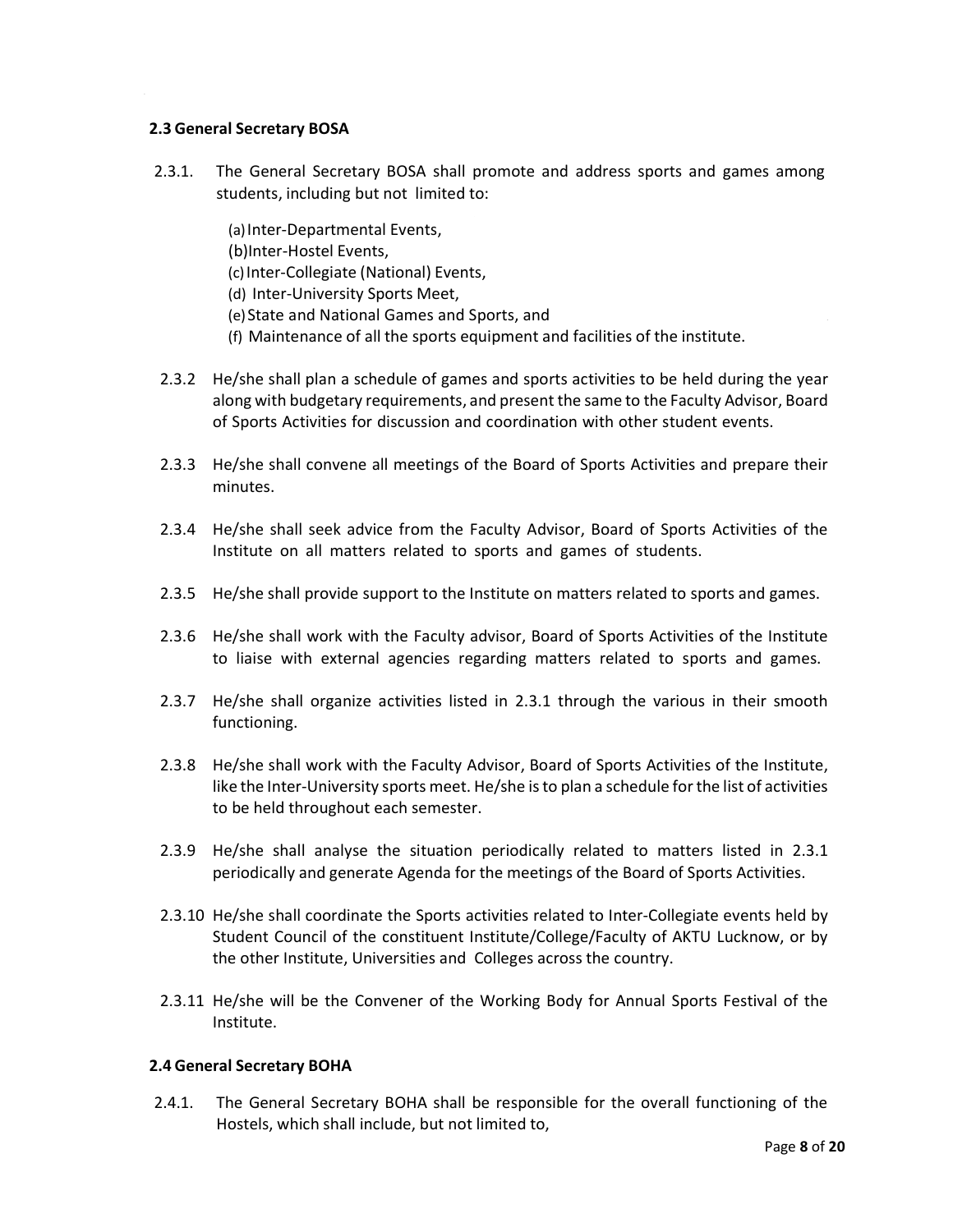### 2.3 General Secretary BOSA

2.3.1. The General Secretary BOSA shall promote and address sports and games among students, including but not limited to:

(a) Inter-Departmental Events,
(b) Inter-Hostel Events,
(c) Inter-Collegiate (National) Events,
(d) Inter-University Sports Meet,
(e) State and National Games and Sports, and
(f) Maintenance of all the sports equipment and facilities of the institute.

2.3.2 He/she shall plan a schedule of games and sports activities to be held during the year along with budgetary requirements, and present the same to the Faculty Advisor, Board of Sports Activities for discussion and coordination with other student events.

2.3.3 He/she shall convene all meetings of the Board of Sports Activities and prepare their minutes.

2.3.4 He/she shall seek advice from the Faculty Advisor, Board of Sports Activities of the Institute on all matters related to sports and games of students.

2.3.5 He/she shall provide support to the Institute on matters related to sports and games.

2.3.6 He/she shall work with the Faculty advisor, Board of Sports Activities of the Institute to liaise with external agencies regarding matters related to sports and games.

2.3.7 He/she shall organize activities listed in 2.3.1 through the various in their smooth functioning.

2.3.8 He/she shall work with the Faculty Advisor, Board of Sports Activities of the Institute, like the Inter-University sports meet. He/she is to plan a schedule for the list of activities to be held throughout each semester.

2.3.9 He/she shall analyse the situation periodically related to matters listed in 2.3.1 periodically and generate Agenda for the meetings of the Board of Sports Activities.

2.3.10 He/she shall coordinate the Sports activities related to Inter-Collegiate events held by Student Council of the constituent Institute/College/Faculty of AKTU Lucknow, or by the other Institute, Universities and Colleges across the country.

2.3.11 He/she will be the Convener of the Working Body for Annual Sports Festival of the Institute.

### 2.4 General Secretary BOHA

2.4.1. The General Secretary BOHA shall be responsible for the overall functioning of the Hostels, which shall include, but not limited to,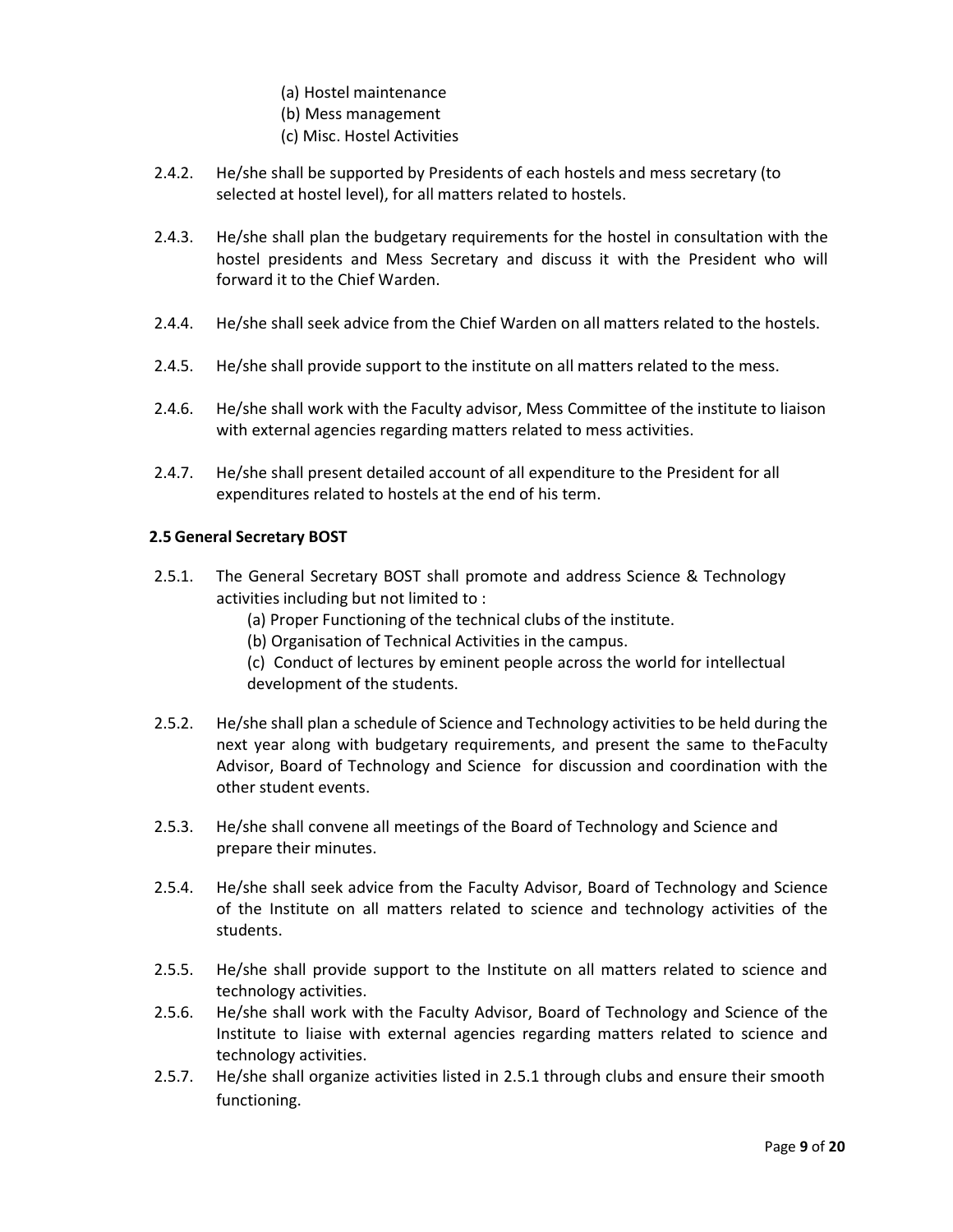(a) Hostel maintenance
(b) Mess management
(c) Misc. Hostel Activities

2.4.2. He/she shall be supported by Presidents of each hostels and mess secretary (to selected at hostel level), for all matters related to hostels.

2.4.3. He/she shall plan the budgetary requirements for the hostel in consultation with the hostel presidents and Mess Secretary and discuss it with the President who will forward it to the Chief Warden.

2.4.4. He/she shall seek advice from the Chief Warden on all matters related to the hostels.

2.4.5. He/she shall provide support to the institute on all matters related to the mess.

2.4.6. He/she shall work with the Faculty advisor, Mess Committee of the institute to liaison with external agencies regarding matters related to mess activities.

2.4.7. He/she shall present detailed account of all expenditure to the President for all expenditures related to hostels at the end of his term.

**2.5 General Secretary BOST**

2.5.1. The General Secretary BOST shall promote and address Science & Technology activities including but not limited to :

(a) Proper Functioning of the technical clubs of the institute.
(b) Organisation of Technical Activities in the campus.
(c) Conduct of lectures by eminent people across the world for intellectual development of the students.

2.5.2. He/she shall plan a schedule of Science and Technology activities to be held during the next year along with budgetary requirements, and present the same to theFaculty Advisor, Board of Technology and Science for discussion and coordination with the other student events.

2.5.3. He/she shall convene all meetings of the Board of Technology and Science and prepare their minutes.

2.5.4. He/she shall seek advice from the Faculty Advisor, Board of Technology and Science of the Institute on all matters related to science and technology activities of the students.

2.5.5. He/she shall provide support to the Institute on all matters related to science and technology activities.

2.5.6. He/she shall work with the Faculty Advisor, Board of Technology and Science of the Institute to liaise with external agencies regarding matters related to science and technology activities.

2.5.7. He/she shall organize activities listed in 2.5.1 through clubs and ensure their smooth functioning.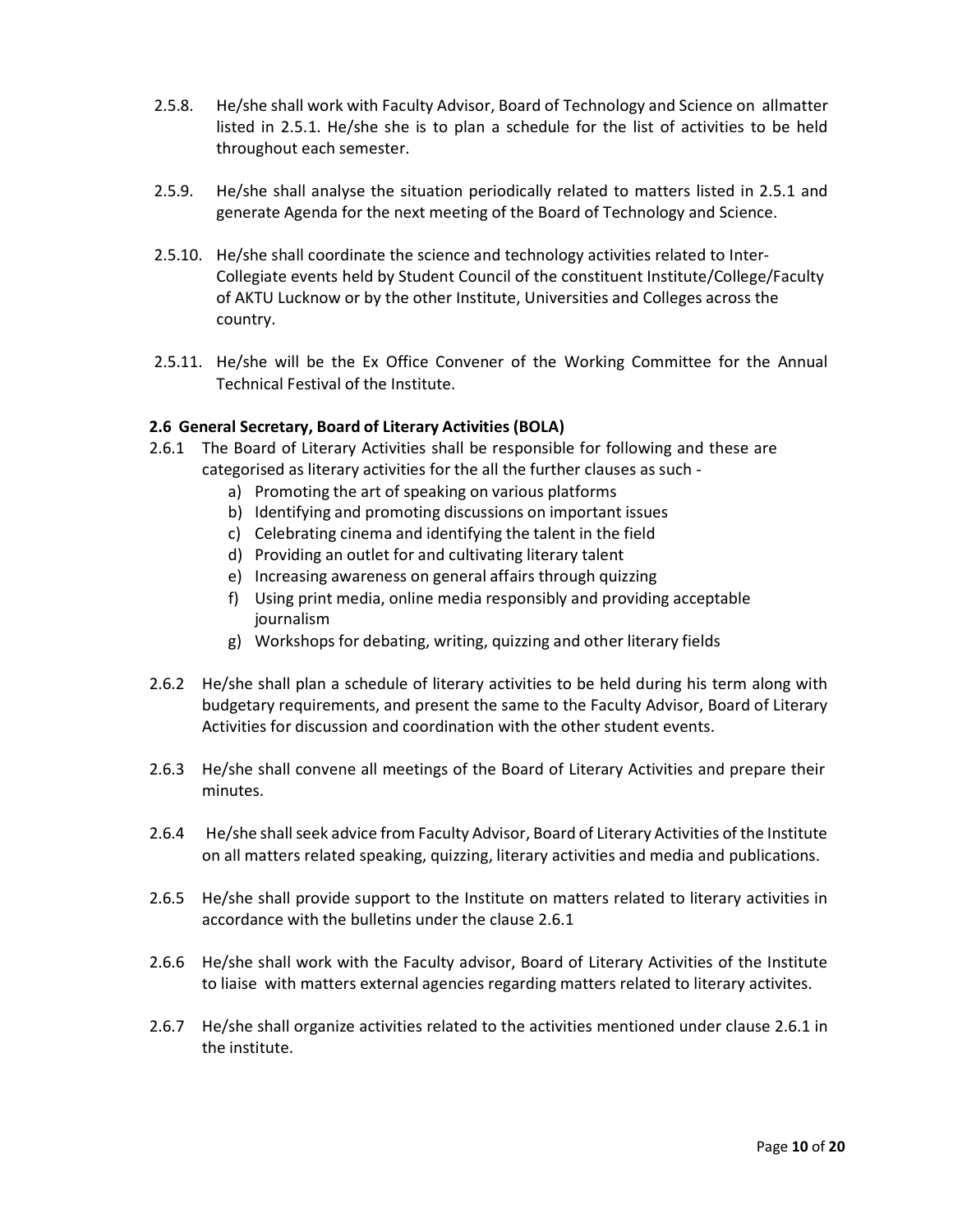2.5.8. He/she shall work with Faculty Advisor, Board of Technology and Science on allmatter listed in 2.5.1. He/she she is to plan a schedule for the list of activities to be held throughout each semester.

2.5.9. He/she shall analyse the situation periodically related to matters listed in 2.5.1 and generate Agenda for the next meeting of the Board of Technology and Science.

2.5.10. He/she shall coordinate the science and technology activities related to Inter-Collegiate events held by Student Council of the constituent Institute/College/Faculty of AKTU Lucknow or by the other Institute, Universities and Colleges across the country.

2.5.11. He/she will be the Ex Office Convener of the Working Committee for the Annual Technical Festival of the Institute.

**2.6 General Secretary, Board of Literary Activities (BOLA)**

2.6.1 The Board of Literary Activities shall be responsible for following and these are categorised as literary activities for the all the further clauses as such -

a) Promoting the art of speaking on various platforms
b) Identifying and promoting discussions on important issues
c) Celebrating cinema and identifying the talent in the field
d) Providing an outlet for and cultivating literary talent
e) Increasing awareness on general affairs through quizzing
f) Using print media, online media responsibly and providing acceptable journalism
g) Workshops for debating, writing, quizzing and other literary fields

2.6.2 He/she shall plan a schedule of literary activities to be held during his term along with budgetary requirements, and present the same to the Faculty Advisor, Board of Literary Activities for discussion and coordination with the other student events.

2.6.3 He/she shall convene all meetings of the Board of Literary Activities and prepare their minutes.

2.6.4 He/she shall seek advice from Faculty Advisor, Board of Literary Activities of the Institute on all matters related speaking, quizzing, literary activities and media and publications.

2.6.5 He/she shall provide support to the Institute on matters related to literary activities in accordance with the bulletins under the clause 2.6.1

2.6.6 He/she shall work with the Faculty advisor, Board of Literary Activities of the Institute to liaise with matters external agencies regarding matters related to literary activites.

2.6.7 He/she shall organize activities related to the activities mentioned under clause 2.6.1 in the institute.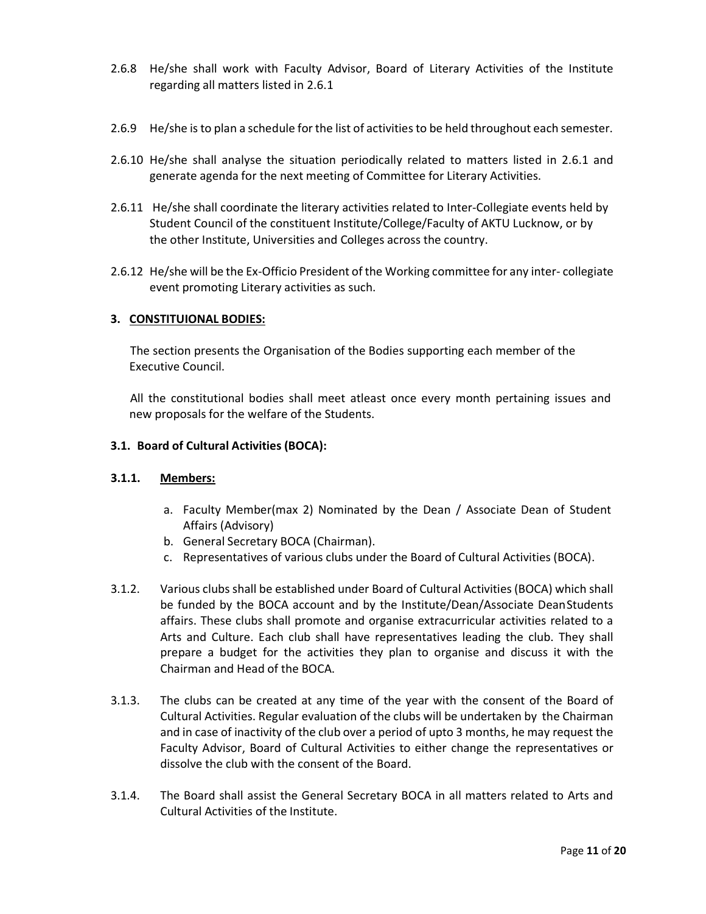2.6.8 He/she shall work with Faculty Advisor, Board of Literary Activities of the Institute regarding all matters listed in 2.6.1

2.6.9 He/she is to plan a schedule for the list of activities to be held throughout each semester.

2.6.10 He/she shall analyse the situation periodically related to matters listed in 2.6.1 and generate agenda for the next meeting of Committee for Literary Activities.

2.6.11 He/she shall coordinate the literary activities related to Inter-Collegiate events held by Student Council of the constituent Institute/College/Faculty of AKTU Lucknow, or by the other Institute, Universities and Colleges across the country.

2.6.12 He/she will be the Ex-Officio President of the Working committee for any inter- collegiate event promoting Literary activities as such.

## 3. CONSTITUIONAL BODIES:

The section presents the Organisation of the Bodies supporting each member of the Executive Council.

All the constitutional bodies shall meet atleast once every month pertaining issues and new proposals for the welfare of the Students.

### 3.1. Board of Cultural Activities (BOCA):

#### 3.1.1. Members:

a. Faculty Member(max 2) Nominated by the Dean / Associate Dean of Student Affairs (Advisory)
b. General Secretary BOCA (Chairman).
c. Representatives of various clubs under the Board of Cultural Activities (BOCA).

3.1.2. Various clubs shall be established under Board of Cultural Activities (BOCA) which shall be funded by the BOCA account and by the Institute/Dean/Associate Dean Students affairs. These clubs shall promote and organise extracurricular activities related to a Arts and Culture. Each club shall have representatives leading the club. They shall prepare a budget for the activities they plan to organise and discuss it with the Chairman and Head of the BOCA.

3.1.3. The clubs can be created at any time of the year with the consent of the Board of Cultural Activities. Regular evaluation of the clubs will be undertaken by the Chairman and in case of inactivity of the club over a period of upto 3 months, he may request the Faculty Advisor, Board of Cultural Activities to either change the representatives or dissolve the club with the consent of the Board.

3.1.4. The Board shall assist the General Secretary BOCA in all matters related to Arts and Cultural Activities of the Institute.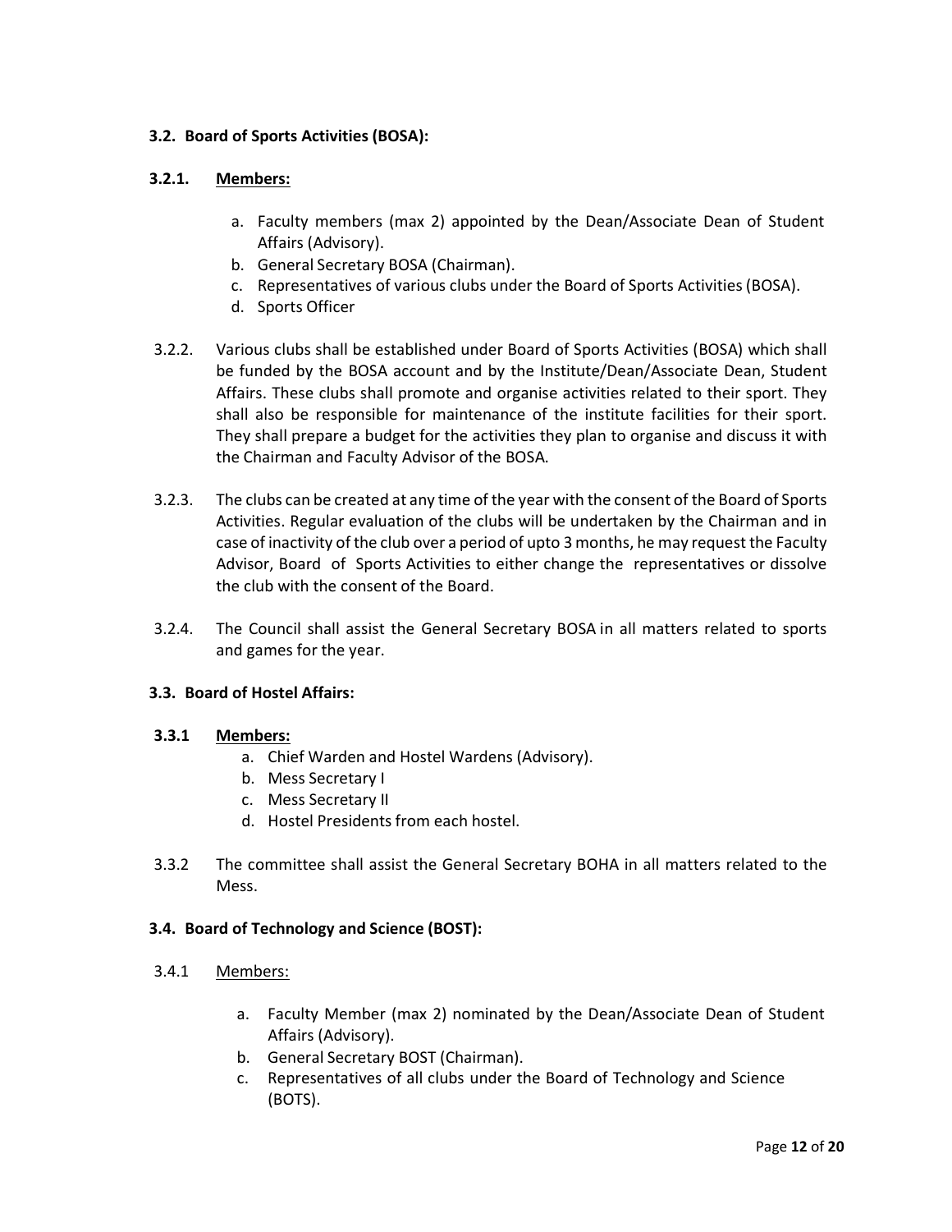### 3.2. Board of Sports Activities (BOSA):

**3.2.1. Members:**

a. Faculty members (max 2) appointed by the Dean/Associate Dean of Student Affairs (Advisory).
b. General Secretary BOSA (Chairman).
c. Representatives of various clubs under the Board of Sports Activities (BOSA).
d. Sports Officer

3.2.2. Various clubs shall be established under Board of Sports Activities (BOSA) which shall be funded by the BOSA account and by the Institute/Dean/Associate Dean, Student Affairs. These clubs shall promote and organise activities related to their sport. They shall also be responsible for maintenance of the institute facilities for their sport. They shall prepare a budget for the activities they plan to organise and discuss it with the Chairman and Faculty Advisor of the BOSA.

3.2.3. The clubs can be created at any time of the year with the consent of the Board of Sports Activities. Regular evaluation of the clubs will be undertaken by the Chairman and in case of inactivity of the club over a period of upto 3 months, he may request the Faculty Advisor, Board of Sports Activities to either change the representatives or dissolve the club with the consent of the Board.

3.2.4. The Council shall assist the General Secretary BOSA in all matters related to sports and games for the year.

### 3.3. Board of Hostel Affairs:

**3.3.1 Members:**

a. Chief Warden and Hostel Wardens (Advisory).
b. Mess Secretary I
c. Mess Secretary II
d. Hostel Presidents from each hostel.

3.3.2 The committee shall assist the General Secretary BOHA in all matters related to the Mess.

### 3.4. Board of Technology and Science (BOST):

3.4.1 Members:

a. Faculty Member (max 2) nominated by the Dean/Associate Dean of Student Affairs (Advisory).
b. General Secretary BOST (Chairman).
c. Representatives of all clubs under the Board of Technology and Science (BOTS).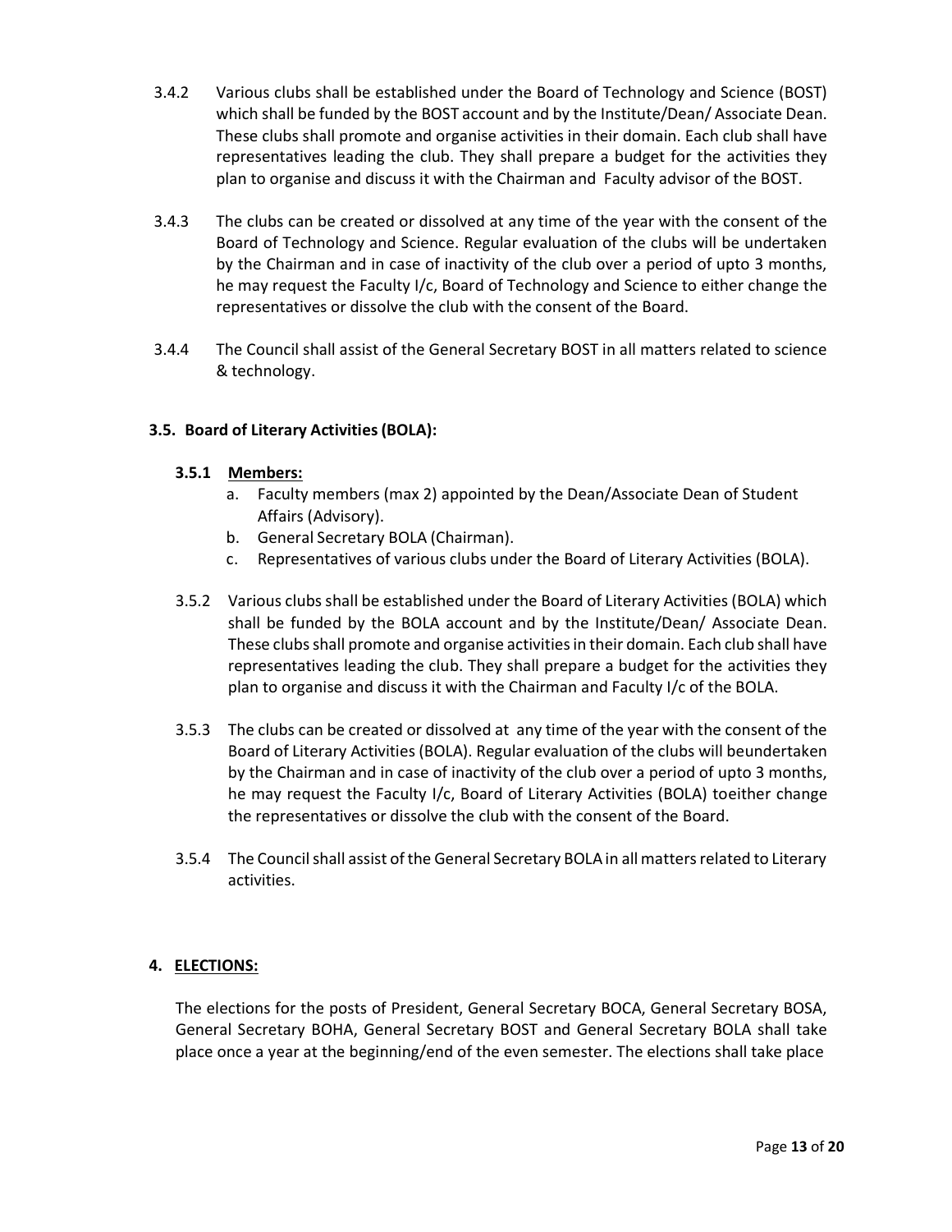3.4.2 Various clubs shall be established under the Board of Technology and Science (BOST) which shall be funded by the BOST account and by the Institute/Dean/ Associate Dean. These clubs shall promote and organise activities in their domain. Each club shall have representatives leading the club. They shall prepare a budget for the activities they plan to organise and discuss it with the Chairman and Faculty advisor of the BOST.

3.4.3 The clubs can be created or dissolved at any time of the year with the consent of the Board of Technology and Science. Regular evaluation of the clubs will be undertaken by the Chairman and in case of inactivity of the club over a period of upto 3 months, he may request the Faculty I/c, Board of Technology and Science to either change the representatives or dissolve the club with the consent of the Board.

3.4.4 The Council shall assist of the General Secretary BOST in all matters related to science & technology.

### 3.5. Board of Literary Activities (BOLA):

#### 3.5.1 Members:

a. Faculty members (max 2) appointed by the Dean/Associate Dean of Student Affairs (Advisory).
b. General Secretary BOLA (Chairman).
c. Representatives of various clubs under the Board of Literary Activities (BOLA).

3.5.2 Various clubs shall be established under the Board of Literary Activities (BOLA) which shall be funded by the BOLA account and by the Institute/Dean/ Associate Dean. These clubs shall promote and organise activities in their domain. Each club shall have representatives leading the club. They shall prepare a budget for the activities they plan to organise and discuss it with the Chairman and Faculty I/c of the BOLA.

3.5.3 The clubs can be created or dissolved at any time of the year with the consent of the Board of Literary Activities (BOLA). Regular evaluation of the clubs will beundertaken by the Chairman and in case of inactivity of the club over a period of upto 3 months, he may request the Faculty I/c, Board of Literary Activities (BOLA) toeither change the representatives or dissolve the club with the consent of the Board.

3.5.4 The Council shall assist of the General Secretary BOLA in all matters related to Literary activities.

## 4. ELECTIONS:

The elections for the posts of President, General Secretary BOCA, General Secretary BOSA, General Secretary BOHA, General Secretary BOST and General Secretary BOLA shall take place once a year at the beginning/end of the even semester. The elections shall take place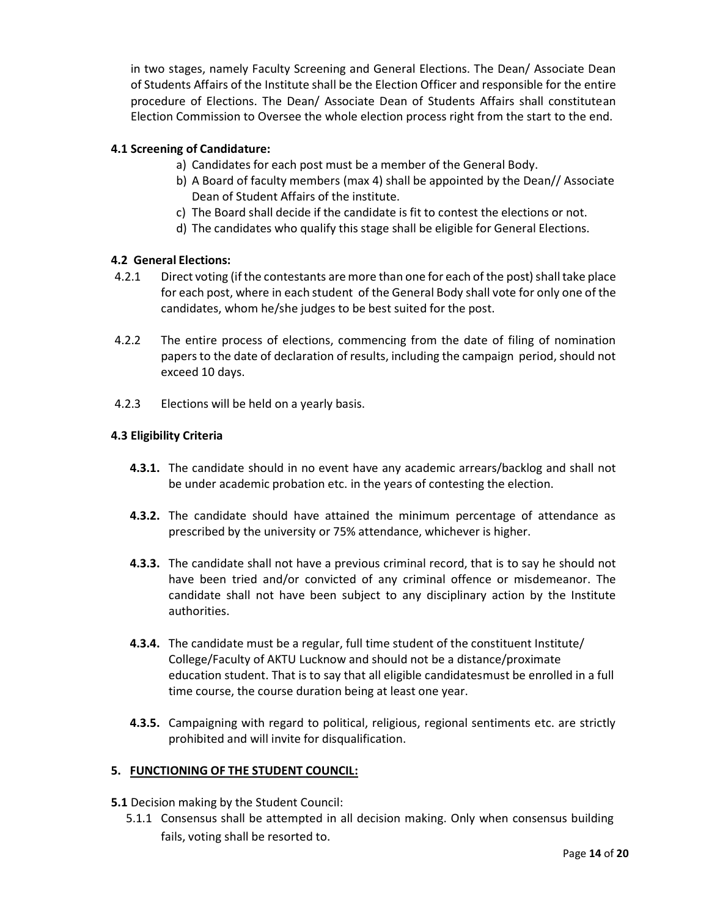in two stages, namely Faculty Screening and General Elections. The Dean/ Associate Dean of Students Affairs of the Institute shall be the Election Officer and responsible for the entire procedure of Elections. The Dean/ Associate Dean of Students Affairs shall constitutean Election Commission to Oversee the whole election process right from the start to the end.

### 4.1 Screening of Candidature:

a) Candidates for each post must be a member of the General Body.
b) A Board of faculty members (max 4) shall be appointed by the Dean// Associate Dean of Student Affairs of the institute.
c) The Board shall decide if the candidate is fit to contest the elections or not.
d) The candidates who qualify this stage shall be eligible for General Elections.

### 4.2 General Elections:

4.2.1 Direct voting (if the contestants are more than one for each of the post) shall take place for each post, where in each student of the General Body shall vote for only one of the candidates, whom he/she judges to be best suited for the post.

4.2.2 The entire process of elections, commencing from the date of filing of nomination papers to the date of declaration of results, including the campaign period, should not exceed 10 days.

4.2.3 Elections will be held on a yearly basis.

### 4.3 Eligibility Criteria

**4.3.1.** The candidate should in no event have any academic arrears/backlog and shall not be under academic probation etc. in the years of contesting the election.

**4.3.2.** The candidate should have attained the minimum percentage of attendance as prescribed by the university or 75% attendance, whichever is higher.

**4.3.3.** The candidate shall not have a previous criminal record, that is to say he should not have been tried and/or convicted of any criminal offence or misdemeanor. The candidate shall not have been subject to any disciplinary action by the Institute authorities.

**4.3.4.** The candidate must be a regular, full time student of the constituent Institute/ College/Faculty of AKTU Lucknow and should not be a distance/proximate education student. That is to say that all eligible candidatesmust be enrolled in a full time course, the course duration being at least one year.

**4.3.5.** Campaigning with regard to political, religious, regional sentiments etc. are strictly prohibited and will invite for disqualification.

## 5. <u>FUNCTIONING OF THE STUDENT COUNCIL:</u>

**5.1** Decision making by the Student Council:

5.1.1 Consensus shall be attempted in all decision making. Only when consensus building fails, voting shall be resorted to.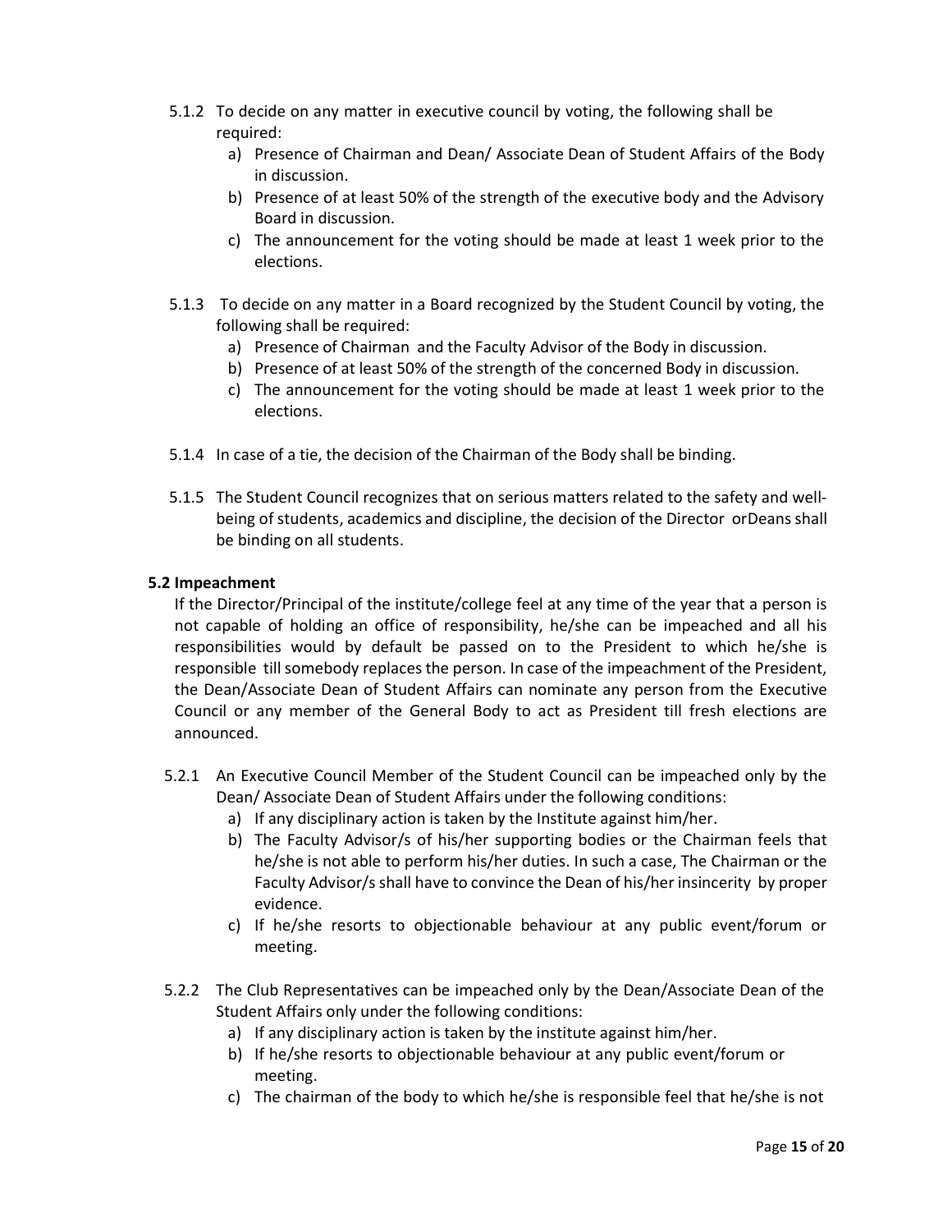5.1.2 To decide on any matter in executive council by voting, the following shall be required:

a) Presence of Chairman and Dean/ Associate Dean of Student Affairs of the Body in discussion.
b) Presence of at least 50% of the strength of the executive body and the Advisory Board in discussion.
c) The announcement for the voting should be made at least 1 week prior to the elections.

5.1.3 To decide on any matter in a Board recognized by the Student Council by voting, the following shall be required:

a) Presence of Chairman and the Faculty Advisor of the Body in discussion.
b) Presence of at least 50% of the strength of the concerned Body in discussion.
c) The announcement for the voting should be made at least 1 week prior to the elections.

5.1.4 In case of a tie, the decision of the Chairman of the Body shall be binding.

5.1.5 The Student Council recognizes that on serious matters related to the safety and well-being of students, academics and discipline, the decision of the Director orDeans shall be binding on all students.

**5.2 Impeachment**

If the Director/Principal of the institute/college feel at any time of the year that a person is not capable of holding an office of responsibility, he/she can be impeached and all his responsibilities would by default be passed on to the President to which he/she is responsible till somebody replaces the person. In case of the impeachment of the President, the Dean/Associate Dean of Student Affairs can nominate any person from the Executive Council or any member of the General Body to act as President till fresh elections are announced.

5.2.1 An Executive Council Member of the Student Council can be impeached only by the Dean/ Associate Dean of Student Affairs under the following conditions:

a) If any disciplinary action is taken by the Institute against him/her.
b) The Faculty Advisor/s of his/her supporting bodies or the Chairman feels that he/she is not able to perform his/her duties. In such a case, The Chairman or the Faculty Advisor/s shall have to convince the Dean of his/her insincerity by proper evidence.
c) If he/she resorts to objectionable behaviour at any public event/forum or meeting.

5.2.2 The Club Representatives can be impeached only by the Dean/Associate Dean of the Student Affairs only under the following conditions:

a) If any disciplinary action is taken by the institute against him/her.
b) If he/she resorts to objectionable behaviour at any public event/forum or meeting.
c) The chairman of the body to which he/she is responsible feel that he/she is not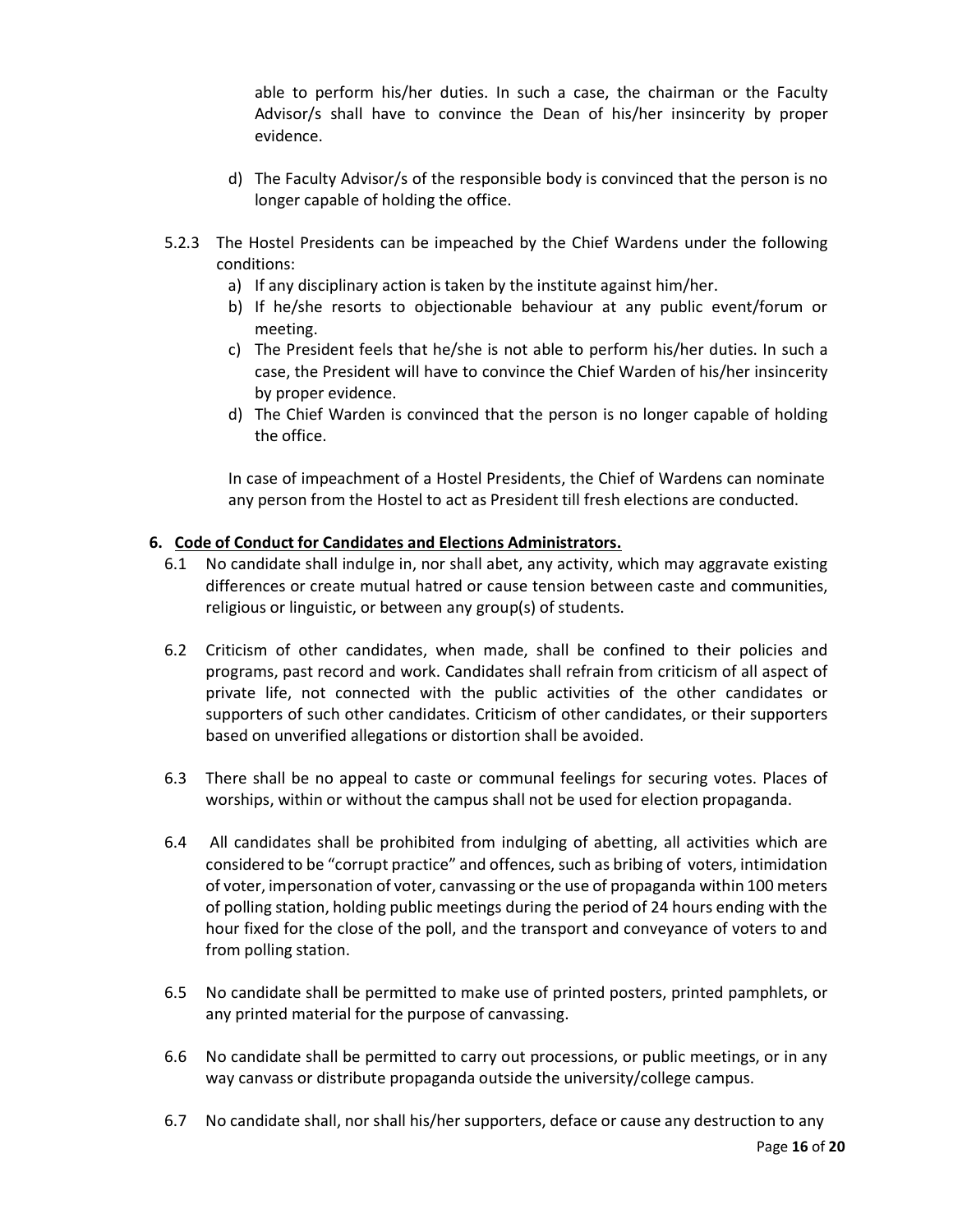able to perform his/her duties. In such a case, the chairman or the Faculty Advisor/s shall have to convince the Dean of his/her insincerity by proper evidence.

d) The Faculty Advisor/s of the responsible body is convinced that the person is no longer capable of holding the office.

5.2.3 The Hostel Presidents can be impeached by the Chief Wardens under the following conditions:

a) If any disciplinary action is taken by the institute against him/her.
b) If he/she resorts to objectionable behaviour at any public event/forum or meeting.
c) The President feels that he/she is not able to perform his/her duties. In such a case, the President will have to convince the Chief Warden of his/her insincerity by proper evidence.
d) The Chief Warden is convinced that the person is no longer capable of holding the office.

In case of impeachment of a Hostel Presidents, the Chief of Wardens can nominate any person from the Hostel to act as President till fresh elections are conducted.

## 6. Code of Conduct for Candidates and Elections Administrators.

6.1 No candidate shall indulge in, nor shall abet, any activity, which may aggravate existing differences or create mutual hatred or cause tension between caste and communities, religious or linguistic, or between any group(s) of students.

6.2 Criticism of other candidates, when made, shall be confined to their policies and programs, past record and work. Candidates shall refrain from criticism of all aspect of private life, not connected with the public activities of the other candidates or supporters of such other candidates. Criticism of other candidates, or their supporters based on unverified allegations or distortion shall be avoided.

6.3 There shall be no appeal to caste or communal feelings for securing votes. Places of worships, within or without the campus shall not be used for election propaganda.

6.4 All candidates shall be prohibited from indulging of abetting, all activities which are considered to be "corrupt practice" and offences, such as bribing of voters, intimidation of voter, impersonation of voter, canvassing or the use of propaganda within 100 meters of polling station, holding public meetings during the period of 24 hours ending with the hour fixed for the close of the poll, and the transport and conveyance of voters to and from polling station.

6.5 No candidate shall be permitted to make use of printed posters, printed pamphlets, or any printed material for the purpose of canvassing.

6.6 No candidate shall be permitted to carry out processions, or public meetings, or in any way canvass or distribute propaganda outside the university/college campus.

6.7 No candidate shall, nor shall his/her supporters, deface or cause any destruction to any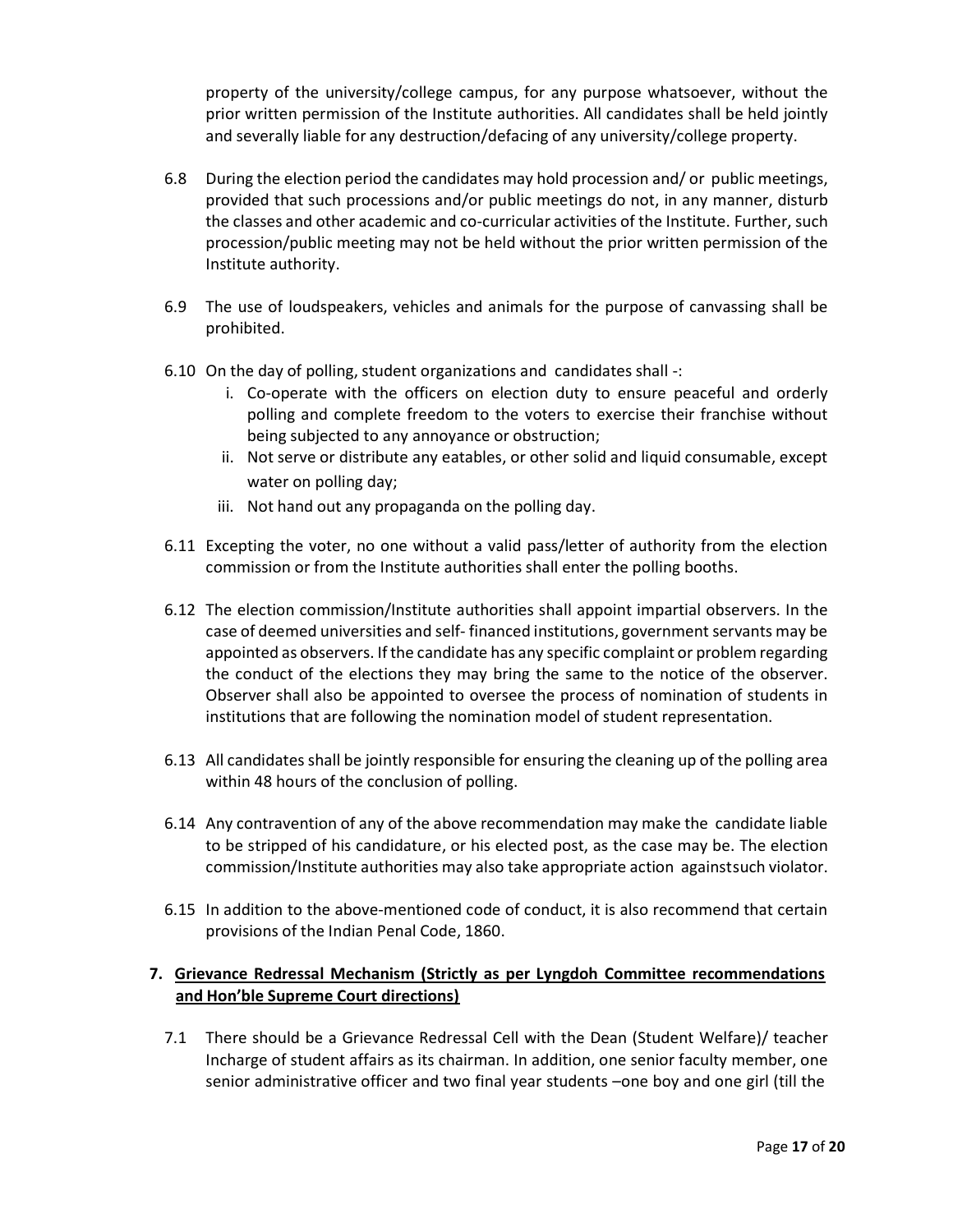property of the university/college campus, for any purpose whatsoever, without the prior written permission of the Institute authorities. All candidates shall be held jointly and severally liable for any destruction/defacing of any university/college property.

6.8 During the election period the candidates may hold procession and/ or public meetings, provided that such processions and/or public meetings do not, in any manner, disturb the classes and other academic and co-curricular activities of the Institute. Further, such procession/public meeting may not be held without the prior written permission of the Institute authority.

6.9 The use of loudspeakers, vehicles and animals for the purpose of canvassing shall be prohibited.

6.10 On the day of polling, student organizations and candidates shall -:

i. Co-operate with the officers on election duty to ensure peaceful and orderly polling and complete freedom to the voters to exercise their franchise without being subjected to any annoyance or obstruction;

ii. Not serve or distribute any eatables, or other solid and liquid consumable, except water on polling day;

iii. Not hand out any propaganda on the polling day.

6.11 Excepting the voter, no one without a valid pass/letter of authority from the election commission or from the Institute authorities shall enter the polling booths.

6.12 The election commission/Institute authorities shall appoint impartial observers. In the case of deemed universities and self- financed institutions, government servants may be appointed as observers. If the candidate has any specific complaint or problem regarding the conduct of the elections they may bring the same to the notice of the observer. Observer shall also be appointed to oversee the process of nomination of students in institutions that are following the nomination model of student representation.

6.13 All candidates shall be jointly responsible for ensuring the cleaning up of the polling area within 48 hours of the conclusion of polling.

6.14 Any contravention of any of the above recommendation may make the candidate liable to be stripped of his candidature, or his elected post, as the case may be. The election commission/Institute authorities may also take appropriate action againstsuch violator.

6.15 In addition to the above-mentioned code of conduct, it is also recommend that certain provisions of the Indian Penal Code, 1860.

## 7. Grievance Redressal Mechanism (Strictly as per Lyngdoh Committee recommendations and Hon'ble Supreme Court directions)

7.1 There should be a Grievance Redressal Cell with the Dean (Student Welfare)/ teacher Incharge of student affairs as its chairman. In addition, one senior faculty member, one senior administrative officer and two final year students –one boy and one girl (till the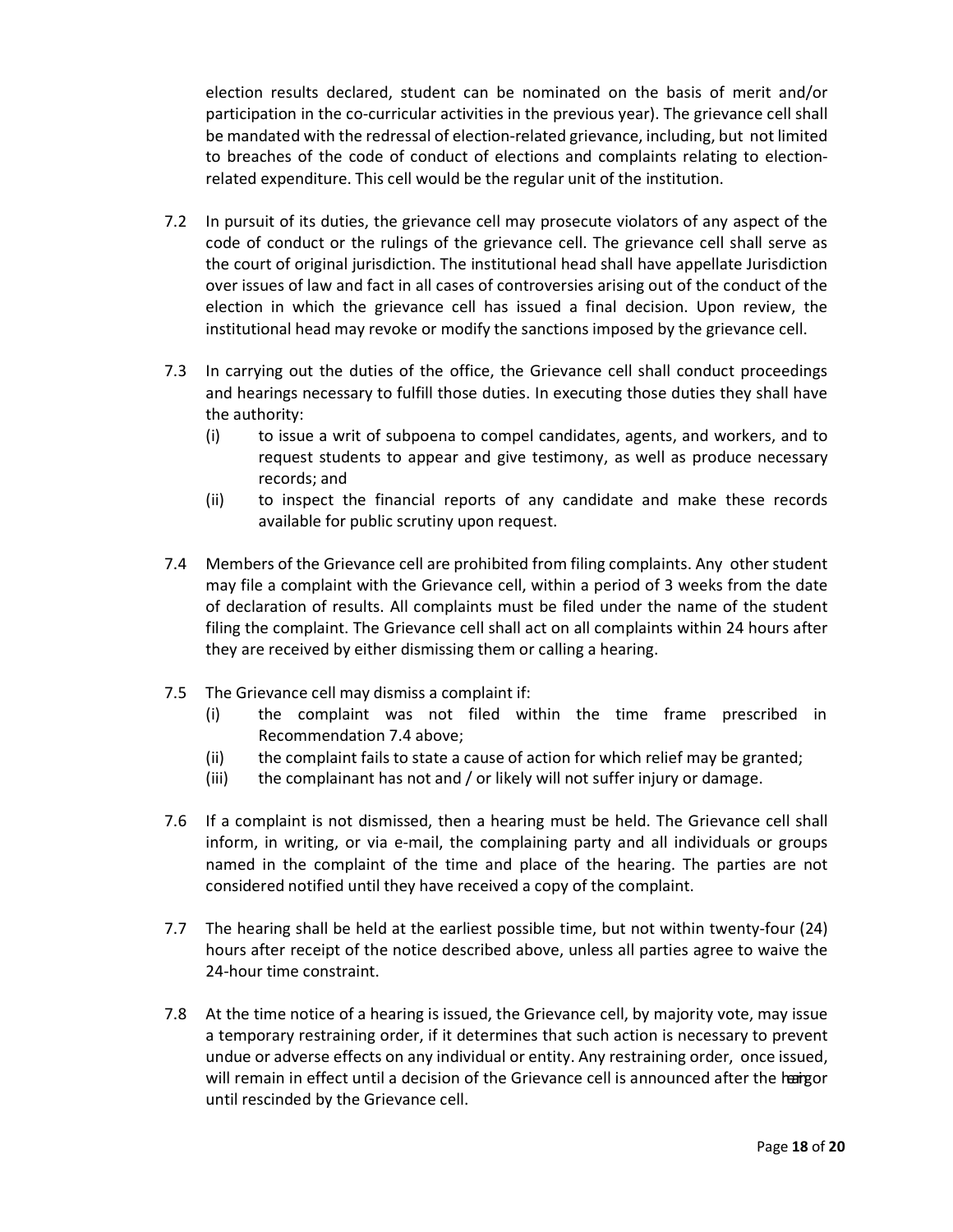election results declared, student can be nominated on the basis of merit and/or participation in the co-curricular activities in the previous year). The grievance cell shall be mandated with the redressal of election-related grievance, including, but not limited to breaches of the code of conduct of elections and complaints relating to election-related expenditure. This cell would be the regular unit of the institution.

7.2 In pursuit of its duties, the grievance cell may prosecute violators of any aspect of the code of conduct or the rulings of the grievance cell. The grievance cell shall serve as the court of original jurisdiction. The institutional head shall have appellate Jurisdiction over issues of law and fact in all cases of controversies arising out of the conduct of the election in which the grievance cell has issued a final decision. Upon review, the institutional head may revoke or modify the sanctions imposed by the grievance cell.

7.3 In carrying out the duties of the office, the Grievance cell shall conduct proceedings and hearings necessary to fulfill those duties. In executing those duties they shall have the authority:

   (i) to issue a writ of subpoena to compel candidates, agents, and workers, and to request students to appear and give testimony, as well as produce necessary records; and
   
   (ii) to inspect the financial reports of any candidate and make these records available for public scrutiny upon request.

7.4 Members of the Grievance cell are prohibited from filing complaints. Any other student may file a complaint with the Grievance cell, within a period of 3 weeks from the date of declaration of results. All complaints must be filed under the name of the student filing the complaint. The Grievance cell shall act on all complaints within 24 hours after they are received by either dismissing them or calling a hearing.

7.5 The Grievance cell may dismiss a complaint if:

   (i) the complaint was not filed within the time frame prescribed in Recommendation 7.4 above;
   
   (ii) the complaint fails to state a cause of action for which relief may be granted;
   
   (iii) the complainant has not and / or likely will not suffer injury or damage.

7.6 If a complaint is not dismissed, then a hearing must be held. The Grievance cell shall inform, in writing, or via e-mail, the complaining party and all individuals or groups named in the complaint of the time and place of the hearing. The parties are not considered notified until they have received a copy of the complaint.

7.7 The hearing shall be held at the earliest possible time, but not within twenty-four (24) hours after receipt of the notice described above, unless all parties agree to waive the 24-hour time constraint.

7.8 At the time notice of a hearing is issued, the Grievance cell, by majority vote, may issue a temporary restraining order, if it determines that such action is necessary to prevent undue or adverse effects on any individual or entity. Any restraining order, once issued, will remain in effect until a decision of the Grievance cell is announced after the hearing or until rescinded by the Grievance cell.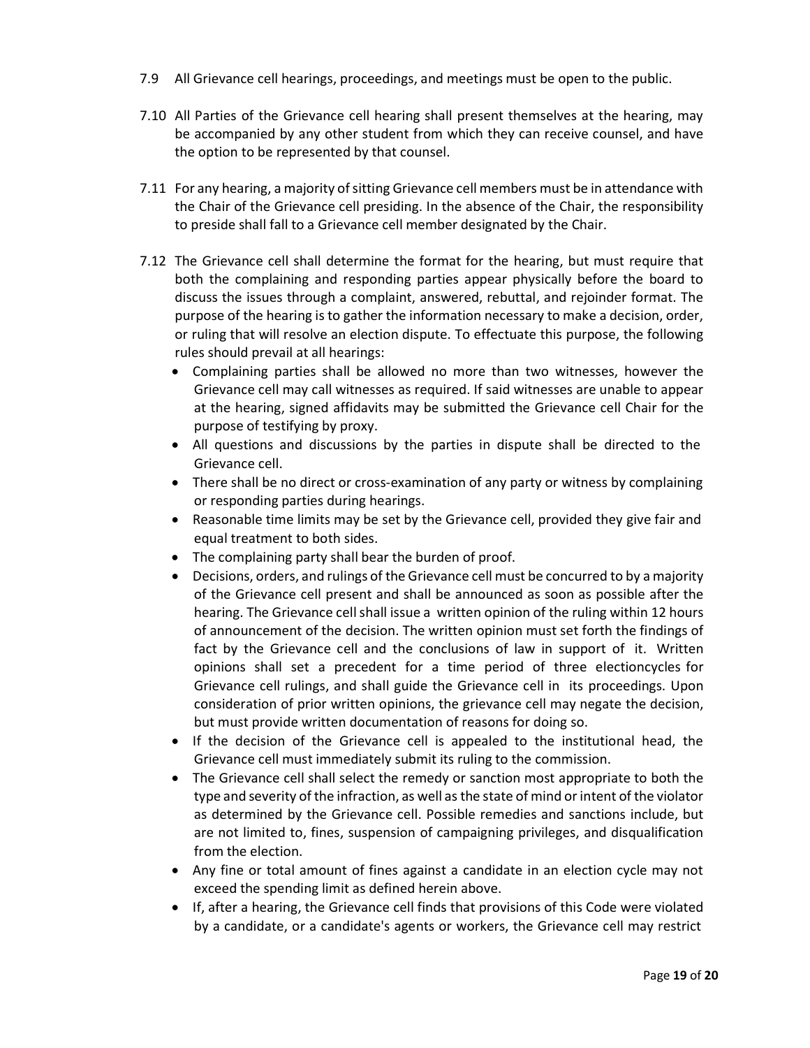7.9 All Grievance cell hearings, proceedings, and meetings must be open to the public.

7.10 All Parties of the Grievance cell hearing shall present themselves at the hearing, may be accompanied by any other student from which they can receive counsel, and have the option to be represented by that counsel.

7.11 For any hearing, a majority of sitting Grievance cell members must be in attendance with the Chair of the Grievance cell presiding. In the absence of the Chair, the responsibility to preside shall fall to a Grievance cell member designated by the Chair.

7.12 The Grievance cell shall determine the format for the hearing, but must require that both the complaining and responding parties appear physically before the board to discuss the issues through a complaint, answered, rebuttal, and rejoinder format. The purpose of the hearing is to gather the information necessary to make a decision, order, or ruling that will resolve an election dispute. To effectuate this purpose, the following rules should prevail at all hearings:

- Complaining parties shall be allowed no more than two witnesses, however the Grievance cell may call witnesses as required. If said witnesses are unable to appear at the hearing, signed affidavits may be submitted the Grievance cell Chair for the purpose of testifying by proxy.
- All questions and discussions by the parties in dispute shall be directed to the Grievance cell.
- There shall be no direct or cross-examination of any party or witness by complaining or responding parties during hearings.
- Reasonable time limits may be set by the Grievance cell, provided they give fair and equal treatment to both sides.
- The complaining party shall bear the burden of proof.
- Decisions, orders, and rulings of the Grievance cell must be concurred to by a majority of the Grievance cell present and shall be announced as soon as possible after the hearing. The Grievance cell shall issue a written opinion of the ruling within 12 hours of announcement of the decision. The written opinion must set forth the findings of fact by the Grievance cell and the conclusions of law in support of it. Written opinions shall set a precedent for a time period of three electioncycles for Grievance cell rulings, and shall guide the Grievance cell in its proceedings. Upon consideration of prior written opinions, the grievance cell may negate the decision, but must provide written documentation of reasons for doing so.
- If the decision of the Grievance cell is appealed to the institutional head, the Grievance cell must immediately submit its ruling to the commission.
- The Grievance cell shall select the remedy or sanction most appropriate to both the type and severity of the infraction, as well as the state of mind or intent of the violator as determined by the Grievance cell. Possible remedies and sanctions include, but are not limited to, fines, suspension of campaigning privileges, and disqualification from the election.
- Any fine or total amount of fines against a candidate in an election cycle may not exceed the spending limit as defined herein above.
- If, after a hearing, the Grievance cell finds that provisions of this Code were violated by a candidate, or a candidate's agents or workers, the Grievance cell may restrict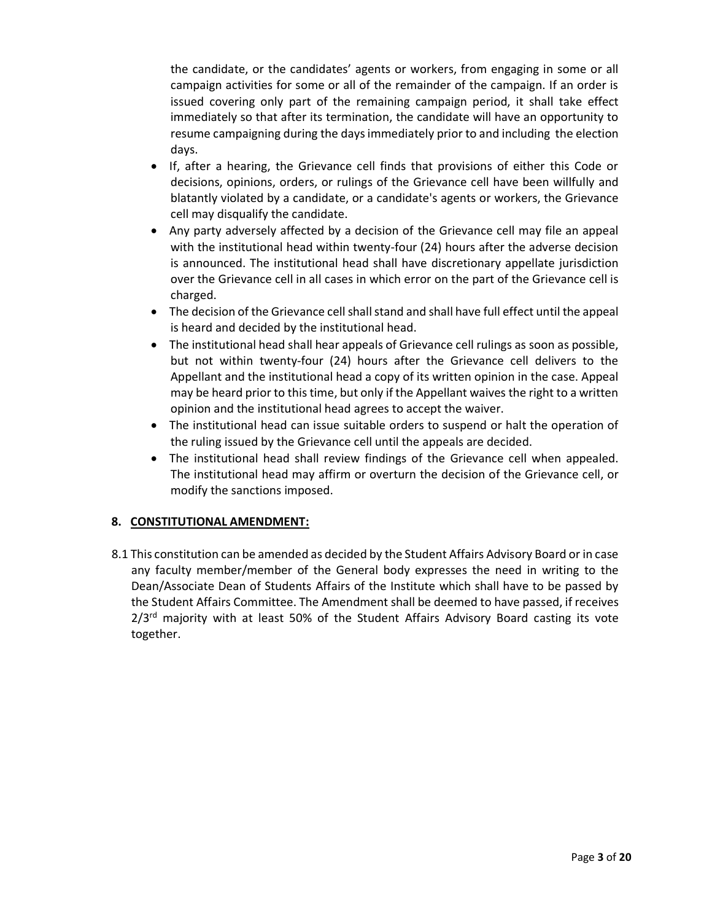the candidate, or the candidates' agents or workers, from engaging in some or all campaign activities for some or all of the remainder of the campaign. If an order is issued covering only part of the remaining campaign period, it shall take effect immediately so that after its termination, the candidate will have an opportunity to resume campaigning during the days immediately prior to and including the election days.

- If, after a hearing, the Grievance cell finds that provisions of either this Code or decisions, opinions, orders, or rulings of the Grievance cell have been willfully and blatantly violated by a candidate, or a candidate's agents or workers, the Grievance cell may disqualify the candidate.
- Any party adversely affected by a decision of the Grievance cell may file an appeal with the institutional head within twenty-four (24) hours after the adverse decision is announced. The institutional head shall have discretionary appellate jurisdiction over the Grievance cell in all cases in which error on the part of the Grievance cell is charged.
- The decision of the Grievance cell shall stand and shall have full effect until the appeal is heard and decided by the institutional head.
- The institutional head shall hear appeals of Grievance cell rulings as soon as possible, but not within twenty-four (24) hours after the Grievance cell delivers to the Appellant and the institutional head a copy of its written opinion in the case. Appeal may be heard prior to this time, but only if the Appellant waives the right to a written opinion and the institutional head agrees to accept the waiver.
- The institutional head can issue suitable orders to suspend or halt the operation of the ruling issued by the Grievance cell until the appeals are decided.
- The institutional head shall review findings of the Grievance cell when appealed. The institutional head may affirm or overturn the decision of the Grievance cell, or modify the sanctions imposed.

## 8. CONSTITUTIONAL AMENDMENT:

8.1 This constitution can be amended as decided by the Student Affairs Advisory Board or in case any faculty member/member of the General body expresses the need in writing to the Dean/Associate Dean of Students Affairs of the Institute which shall have to be passed by the Student Affairs Committee. The Amendment shall be deemed to have passed, if receives 2/3rd majority with at least 50% of the Student Affairs Advisory Board casting its vote together.